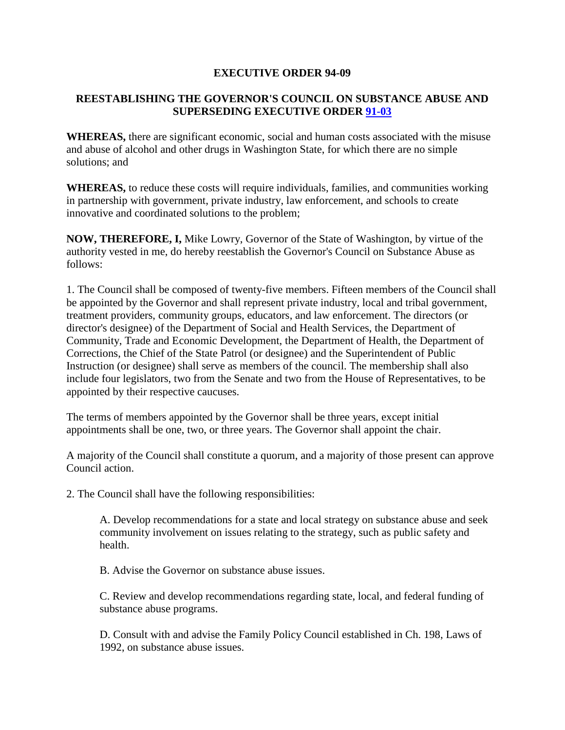# EXECUTIVE ORDER 94-09

## REESTABLISHING THE GOVERNOR'S COUNCIL ON SUBSTANCE ABUSE AND SUPERSEDING EXECUTIVE ORDER 91-03

**WHEREAS,** there are significant economic, social and human costs associated with the misuse and abuse of alcohol and other drugs in Washington State, for which there are no simple solutions; and

**WHEREAS,** to reduce these costs will require individuals, families, and communities working in partnership with government, private industry, law enforcement, and schools to create innovative and coordinated solutions to the problem;

**NOW, THEREFORE, I,** Mike Lowry, Governor of the State of Washington, by virtue of the authority vested in me, do hereby reestablish the Governor's Council on Substance Abuse as follows:

1. The Council shall be composed of twenty-five members. Fifteen members of the Council shall be appointed by the Governor and shall represent private industry, local and tribal government, treatment providers, community groups, educators, and law enforcement. The directors (or director's designee) of the Department of Social and Health Services, the Department of Community, Trade and Economic Development, the Department of Health, the Department of Corrections, the Chief of the State Patrol (or designee) and the Superintendent of Public Instruction (or designee) shall serve as members of the council. The membership shall also include four legislators, two from the Senate and two from the House of Representatives, to be appointed by their respective caucuses.

The terms of members appointed by the Governor shall be three years, except initial appointments shall be one, two, or three years. The Governor shall appoint the chair.

A majority of the Council shall constitute a quorum, and a majority of those present can approve Council action.

2. The Council shall have the following responsibilities:

   A. Develop recommendations for a state and local strategy on substance abuse and seek community involvement on issues relating to the strategy, such as public safety and health.

   B. Advise the Governor on substance abuse issues.

   C. Review and develop recommendations regarding state, local, and federal funding of substance abuse programs.

   D. Consult with and advise the Family Policy Council established in Ch. 198, Laws of 1992, on substance abuse issues.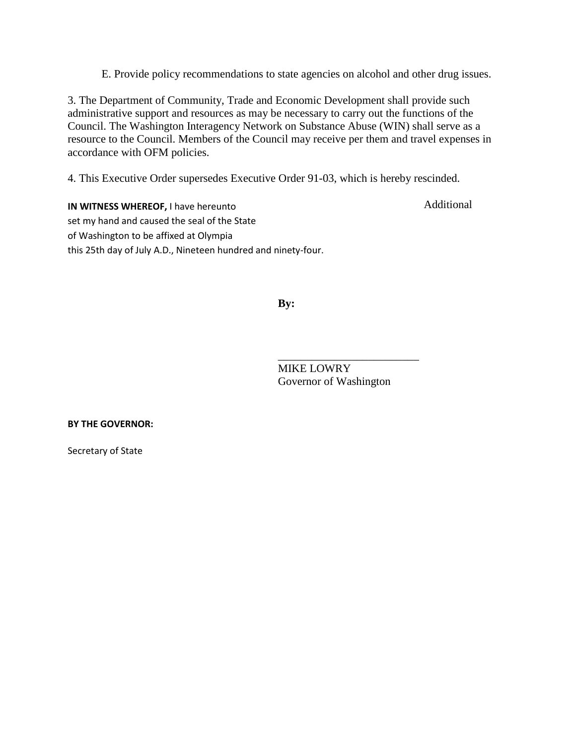E. Provide policy recommendations to state agencies on alcohol and other drug issues.

3. The Department of Community, Trade and Economic Development shall provide such administrative support and resources as may be necessary to carry out the functions of the Council. The Washington Interagency Network on Substance Abuse (WIN) shall serve as a resource to the Council. Members of the Council may receive per them and travel expenses in accordance with OFM policies.

4. This Executive Order supersedes Executive Order 91-03, which is hereby rescinded.

**IN WITNESS WHEREOF,** I have hereunto set my hand and caused the seal of the State of Washington to be affixed at Olympia this 25th day of July A.D., Nineteen hundred and ninety-four.

Additional

**By:**

\_\_\_\_\_\_\_\_\_\_\_\_\_\_\_\_\_\_\_\_\_\_\_\_\_

MIKE LOWRY
Governor of Washington

**BY THE GOVERNOR:**

Secretary of State